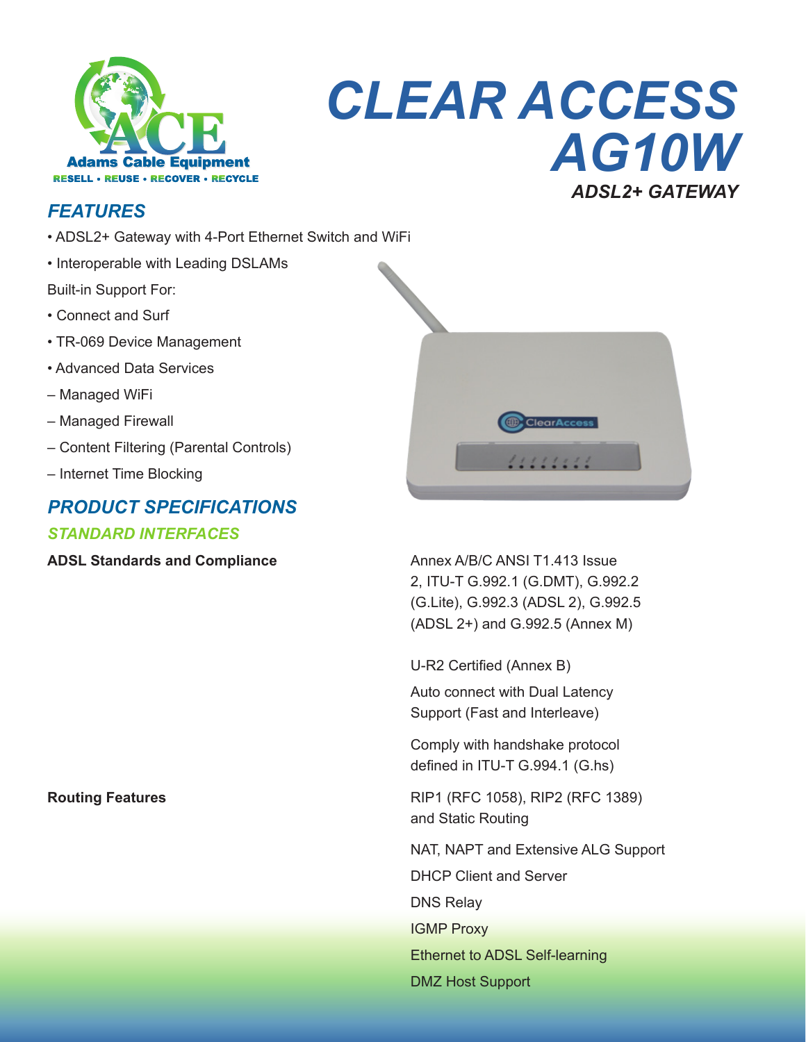Adams Cable Equipment

RESELL • REUSE • RECOVER • RECYCLE

# CLEAR ACCESS AG10W

***ADSL2+ GATEWAY***

## FEATURES

- ADSL2+ Gateway with 4-Port Ethernet Switch and WiFi
- Interoperable with Leading DSLAMs

Built-in Support For:

- Connect and Surf
- TR-069 Device Management
- Advanced Data Services

– Managed WiFi

– Managed Firewall

– Content Filtering (Parental Controls)

– Internet Time Blocking

## PRODUCT SPECIFICATIONS

### STANDARD INTERFACES

| | |
|---|---|
| **ADSL Standards and Compliance** | Annex A/B/C ANSI T1.413 Issue 2, ITU-T G.992.1 (G.DMT), G.992.2 (G.Lite), G.992.3 (ADSL 2), G.992.5 (ADSL 2+) and G.992.5 (Annex M)<br><br>U-R2 Certified (Annex B)<br><br>Auto connect with Dual Latency Support (Fast and Interleave)<br><br>Comply with handshake protocol defined in ITU-T G.994.1 (G.hs) |
| **Routing Features** | RIP1 (RFC 1058), RIP2 (RFC 1389) and Static Routing<br><br>NAT, NAPT and Extensive ALG Support<br><br>DHCP Client and Server<br><br>DNS Relay<br><br>IGMP Proxy<br><br>Ethernet to ADSL Self-learning<br><br>DMZ Host Support |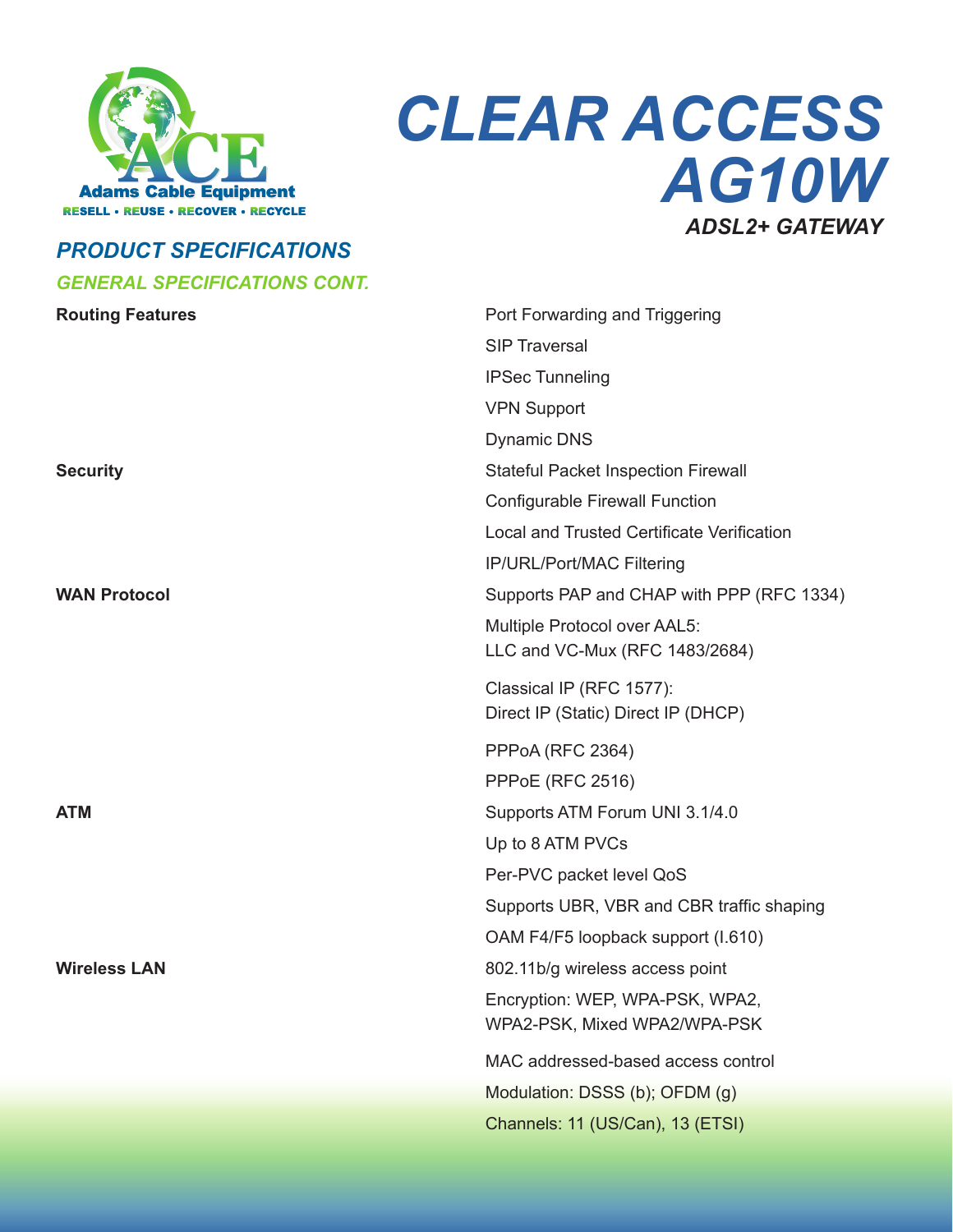# CLEAR ACCESS AG10W

### ADSL2+ GATEWAY

## PRODUCT SPECIFICATIONS

### GENERAL SPECIFICATIONS CONT.

| | |
|---|---|
| **Routing Features** | Port Forwarding and Triggering |
| | SIP Traversal |
| | IPSec Tunneling |
| | VPN Support |
| | Dynamic DNS |
| **Security** | Stateful Packet Inspection Firewall |
| | Configurable Firewall Function |
| | Local and Trusted Certificate Verification |
| | IP/URL/Port/MAC Filtering |
| **WAN Protocol** | Supports PAP and CHAP with PPP (RFC 1334) |
| | Multiple Protocol over AAL5: LLC and VC-Mux (RFC 1483/2684) |
| | Classical IP (RFC 1577): Direct IP (Static) Direct IP (DHCP) |
| | PPPoA (RFC 2364) |
| | PPPoE (RFC 2516) |
| **ATM** | Supports ATM Forum UNI 3.1/4.0 |
| | Up to 8 ATM PVCs |
| | Per-PVC packet level QoS |
| | Supports UBR, VBR and CBR traffic shaping |
| | OAM F4/F5 loopback support (I.610) |
| **Wireless LAN** | 802.11b/g wireless access point |
| | Encryption: WEP, WPA-PSK, WPA2, WPA2-PSK, Mixed WPA2/WPA-PSK |
| | MAC addressed-based access control |
| | Modulation: DSSS (b); OFDM (g) |
| | Channels: 11 (US/Can), 13 (ETSI) |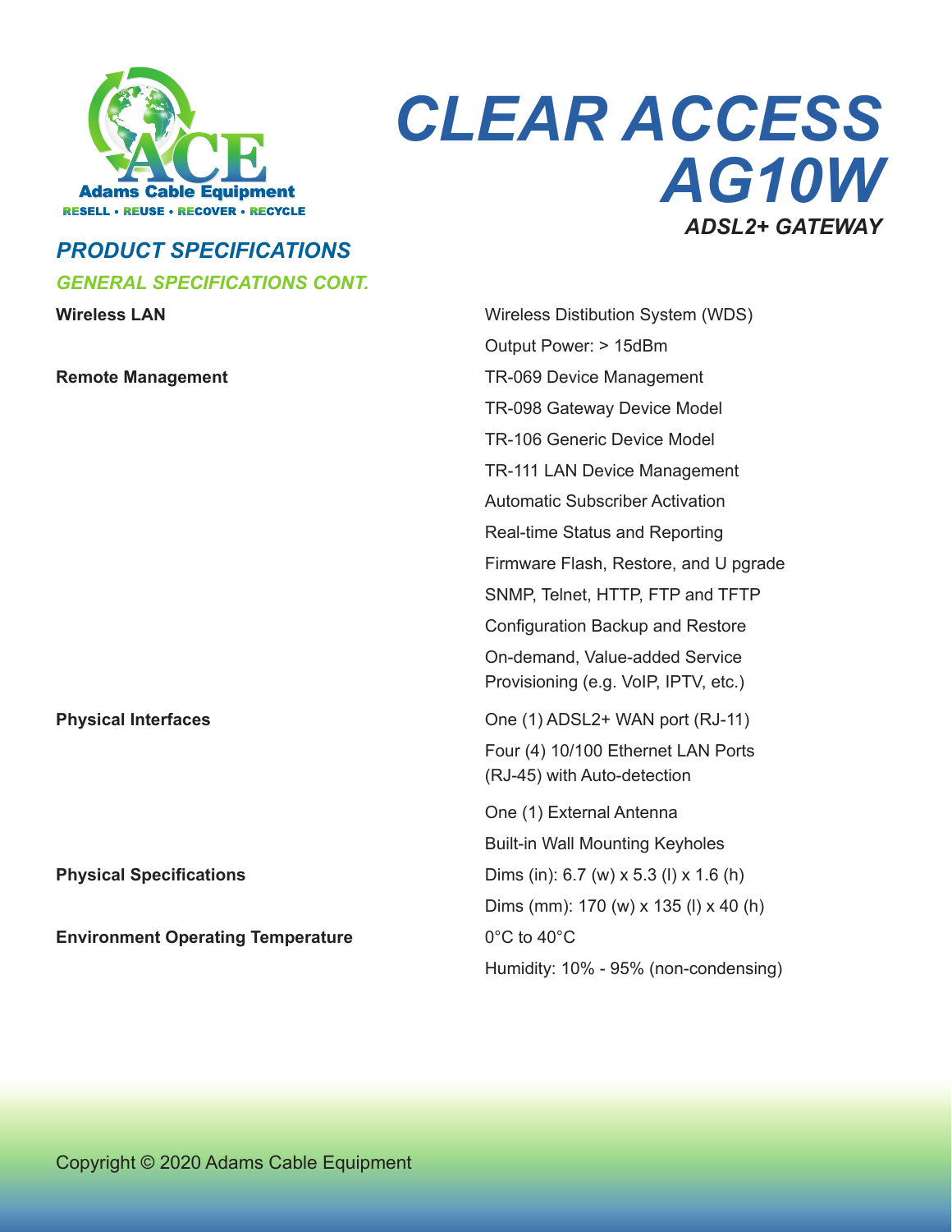ACE Adams Cable Equipment
RESELL • REUSE • RECOVER • RECYCLE

# CLEAR ACCESS AG10W

***ADSL2+ GATEWAY***

## *PRODUCT SPECIFICATIONS*

### *GENERAL SPECIFICATIONS CONT.*

| | |
|---|---|
| **Wireless LAN** | Wireless Distibution System (WDS)<br>Output Power: > 15dBm |
| **Remote Management** | TR-069 Device Management<br>TR-098 Gateway Device Model<br>TR-106 Generic Device Model<br>TR-111 LAN Device Management<br>Automatic Subscriber Activation<br>Real-time Status and Reporting<br>Firmware Flash, Restore, and U pgrade<br>SNMP, Telnet, HTTP, FTP and TFTP<br>Configuration Backup and Restore<br>On-demand, Value-added Service Provisioning (e.g. VoIP, IPTV, etc.) |
| **Physical Interfaces** | One (1) ADSL2+ WAN port (RJ-11)<br>Four (4) 10/100 Ethernet LAN Ports (RJ-45) with Auto-detection<br>One (1) External Antenna<br>Built-in Wall Mounting Keyholes |
| **Physical Specifications** | Dims (in): 6.7 (w) x 5.3 (l) x 1.6 (h)<br>Dims (mm): 170 (w) x 135 (l) x 40 (h) |
| **Environment Operating Temperature** | 0°C to 40°C<br>Humidity: 10% - 95% (non-condensing) |

Copyright © 2020 Adams Cable Equipment